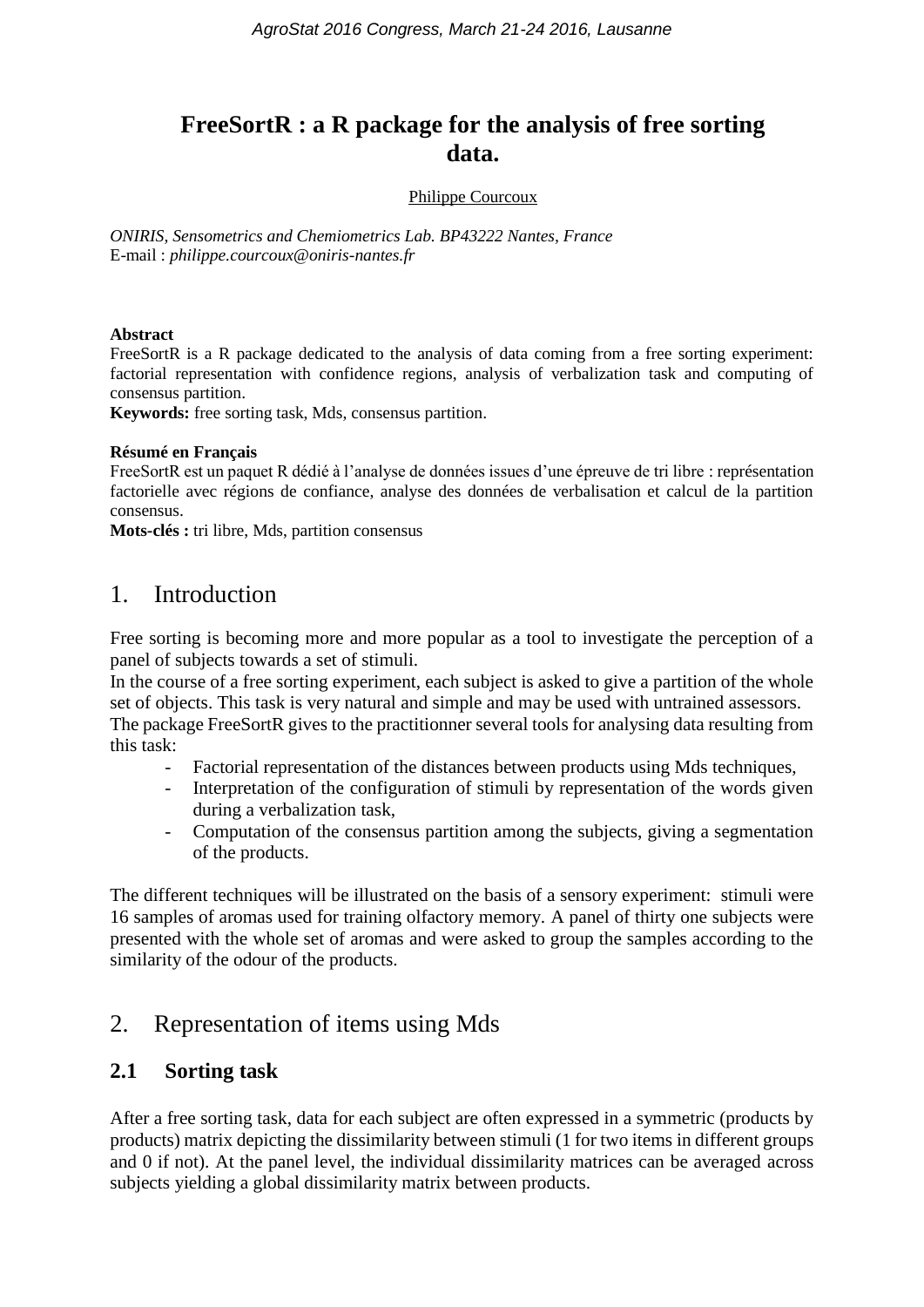# FreeSortR : a R package for the analysis of free sorting data.

Philippe Courcoux

*ONIRIS, Sensometrics and Chemiometrics Lab. BP43222 Nantes, France*
E-mail : *philippe.courcoux@oniris-nantes.fr*

**Abstract**
FreeSortR is a R package dedicated to the analysis of data coming from a free sorting experiment: factorial representation with confidence regions, analysis of verbalization task and computing of consensus partition.
**Keywords:** free sorting task, Mds, consensus partition.

**Résumé en Français**
FreeSortR est un paquet R dédié à l'analyse de données issues d'une épreuve de tri libre : représentation factorielle avec régions de confiance, analyse des données de verbalisation et calcul de la partition consensus.
**Mots-clés :** tri libre, Mds, partition consensus

## 1. Introduction

Free sorting is becoming more and more popular as a tool to investigate the perception of a panel of subjects towards a set of stimuli.
In the course of a free sorting experiment, each subject is asked to give a partition of the whole set of objects. This task is very natural and simple and may be used with untrained assessors.
The package FreeSortR gives to the practitionner several tools for analysing data resulting from this task:

- Factorial representation of the distances between products using Mds techniques,
- Interpretation of the configuration of stimuli by representation of the words given during a verbalization task,
- Computation of the consensus partition among the subjects, giving a segmentation of the products.

The different techniques will be illustrated on the basis of a sensory experiment: stimuli were 16 samples of aromas used for training olfactory memory. A panel of thirty one subjects were presented with the whole set of aromas and were asked to group the samples according to the similarity of the odour of the products.

## 2. Representation of items using Mds

### 2.1 Sorting task

After a free sorting task, data for each subject are often expressed in a symmetric (products by products) matrix depicting the dissimilarity between stimuli (1 for two items in different groups and 0 if not). At the panel level, the individual dissimilarity matrices can be averaged across subjects yielding a global dissimilarity matrix between products.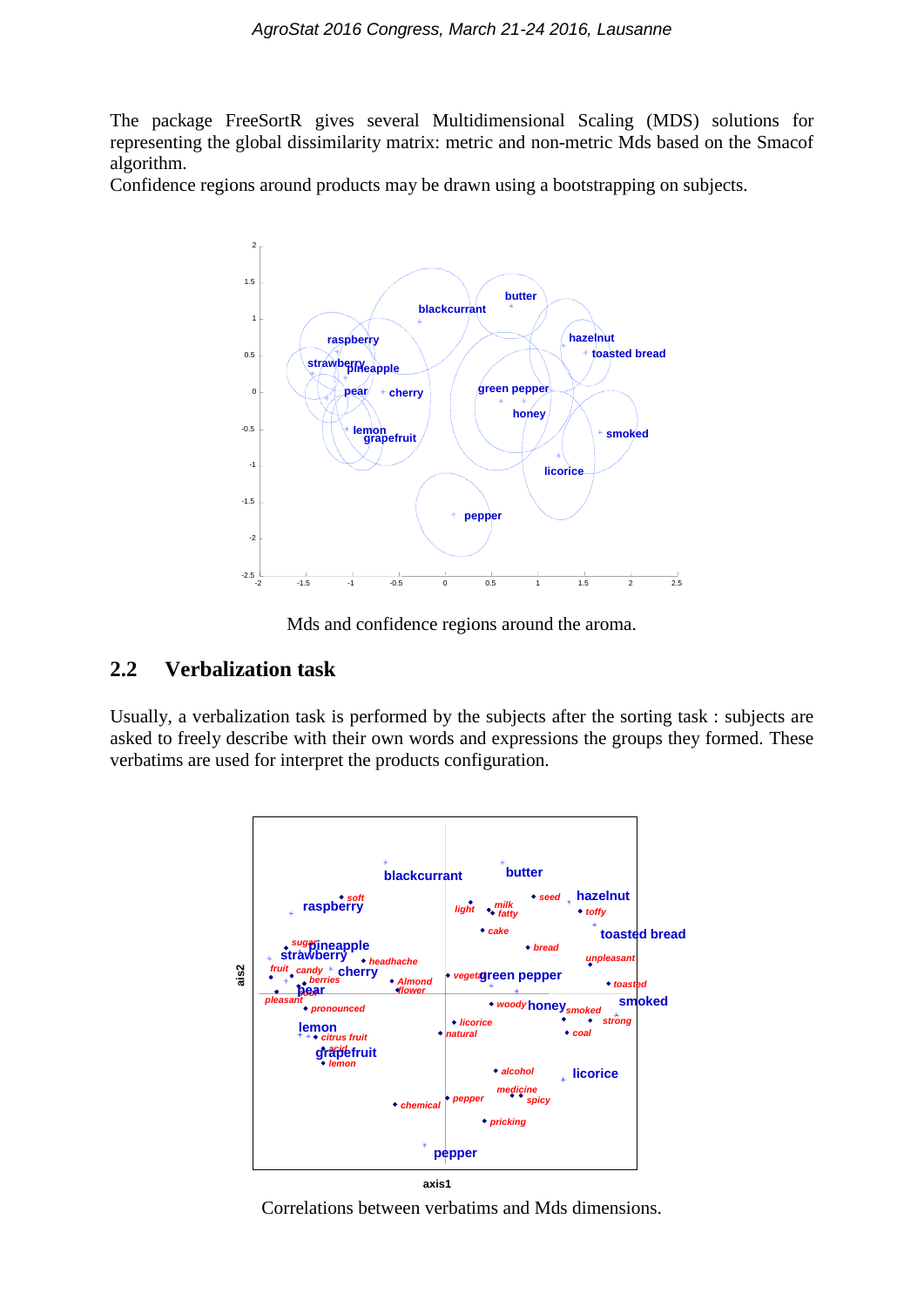The package FreeSortR gives several Multidimensional Scaling (MDS) solutions for representing the global dissimilarity matrix: metric and non-metric Mds based on the Smacof algorithm.
Confidence regions around products may be drawn using a bootstrapping on subjects.

Mds and confidence regions around the aroma.

## 2.2 Verbalization task

Usually, a verbalization task is performed by the subjects after the sorting task : subjects are asked to freely describe with their own words and expressions the groups they formed. These verbatims are used for interpret the products configuration.

Correlations between verbatims and Mds dimensions.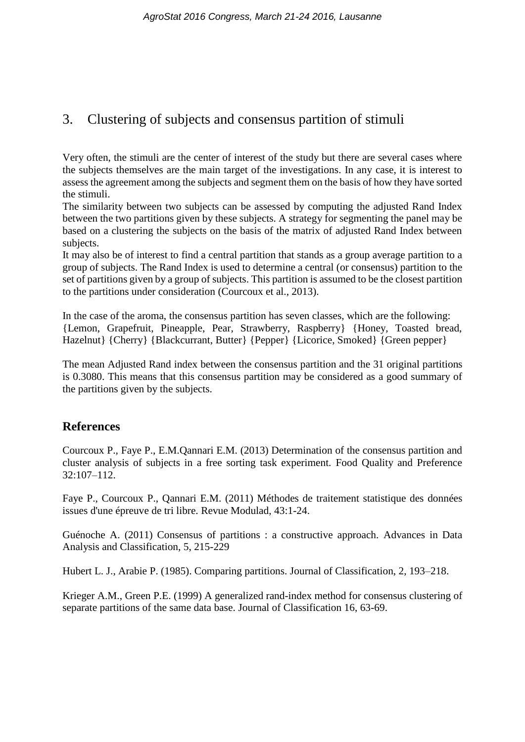## 3. Clustering of subjects and consensus partition of stimuli

Very often, the stimuli are the center of interest of the study but there are several cases where the subjects themselves are the main target of the investigations. In any case, it is interest to assess the agreement among the subjects and segment them on the basis of how they have sorted the stimuli.
The similarity between two subjects can be assessed by computing the adjusted Rand Index between the two partitions given by these subjects. A strategy for segmenting the panel may be based on a clustering the subjects on the basis of the matrix of adjusted Rand Index between subjects.
It may also be of interest to find a central partition that stands as a group average partition to a group of subjects. The Rand Index is used to determine a central (or consensus) partition to the set of partitions given by a group of subjects. This partition is assumed to be the closest partition to the partitions under consideration (Courcoux et al., 2013).

In the case of the aroma, the consensus partition has seven classes, which are the following:
{Lemon, Grapefruit, Pineapple, Pear, Strawberry, Raspberry} {Honey, Toasted bread, Hazelnut} {Cherry} {Blackcurrant, Butter} {Pepper} {Licorice, Smoked} {Green pepper}

The mean Adjusted Rand index between the consensus partition and the 31 original partitions is 0.3080. This means that this consensus partition may be considered as a good summary of the partitions given by the subjects.

## References

Courcoux P., Faye P., E.M.Qannari E.M. (2013) Determination of the consensus partition and cluster analysis of subjects in a free sorting task experiment. Food Quality and Preference 32:107–112.

Faye P., Courcoux P., Qannari E.M. (2011) Méthodes de traitement statistique des données issues d'une épreuve de tri libre. Revue Modulad, 43:1-24.

Guénoche A. (2011) Consensus of partitions : a constructive approach. Advances in Data Analysis and Classification, 5, 215-229

Hubert L. J., Arabie P. (1985). Comparing partitions. Journal of Classification, 2, 193–218.

Krieger A.M., Green P.E. (1999) A generalized rand-index method for consensus clustering of separate partitions of the same data base. Journal of Classification 16, 63-69.